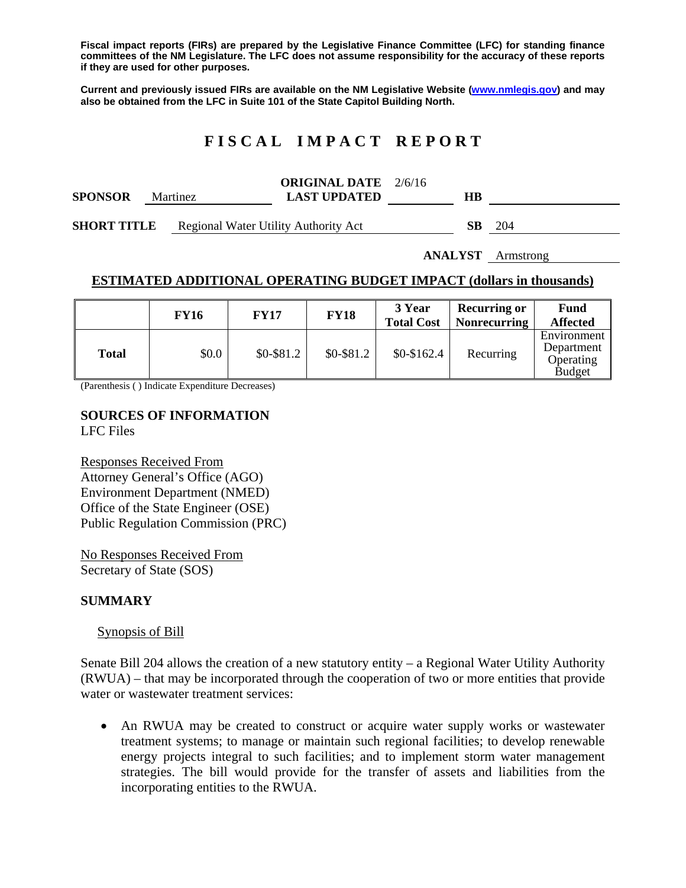**Fiscal impact reports (FIRs) are prepared by the Legislative Finance Committee (LFC) for standing finance committees of the NM Legislature. The LFC does not assume responsibility for the accuracy of these reports if they are used for other purposes.**

**Current and previously issued FIRs are available on the NM Legislative Website (www.nmlegis.gov) and may also be obtained from the LFC in Suite 101 of the State Capitol Building North.**

# FISCAL IMPACT REPORT

**SPONSOR** Martinez **ORIGINAL DATE** 2/6/16 **LAST UPDATED** **HB**

**SHORT TITLE** Regional Water Utility Authority Act **SB** 204

**ANALYST** Armstrong

## ESTIMATED ADDITIONAL OPERATING BUDGET IMPACT (dollars in thousands)

| | FY16 | FY17 | FY18 | 3 Year Total Cost | Recurring or Nonrecurring | Fund Affected |
|---|---|---|---|---|---|---|
| **Total** | $0.0 | $0-$81.2 | $0-$81.2 | $0-$162.4 | Recurring | Environment Department Operating Budget |

(Parenthesis ( ) Indicate Expenditure Decreases)

## SOURCES OF INFORMATION

LFC Files

Responses Received From
Attorney General's Office (AGO)
Environment Department (NMED)
Office of the State Engineer (OSE)
Public Regulation Commission (PRC)

No Responses Received From
Secretary of State (SOS)

## SUMMARY

Synopsis of Bill

Senate Bill 204 allows the creation of a new statutory entity – a Regional Water Utility Authority (RWUA) – that may be incorporated through the cooperation of two or more entities that provide water or wastewater treatment services:

- An RWUA may be created to construct or acquire water supply works or wastewater treatment systems; to manage or maintain such regional facilities; to develop renewable energy projects integral to such facilities; and to implement storm water management strategies. The bill would provide for the transfer of assets and liabilities from the incorporating entities to the RWUA.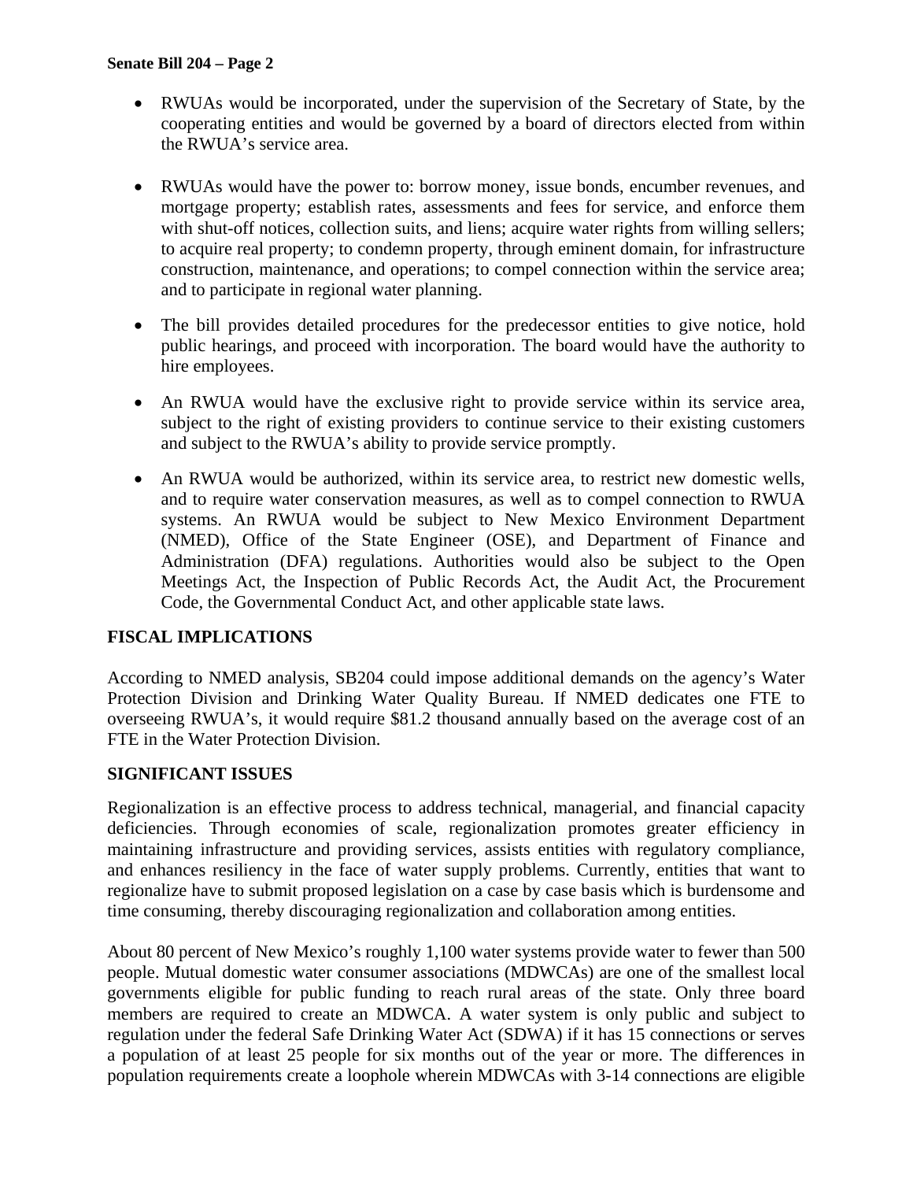- RWUAs would be incorporated, under the supervision of the Secretary of State, by the cooperating entities and would be governed by a board of directors elected from within the RWUA's service area.

- RWUAs would have the power to: borrow money, issue bonds, encumber revenues, and mortgage property; establish rates, assessments and fees for service, and enforce them with shut-off notices, collection suits, and liens; acquire water rights from willing sellers; to acquire real property; to condemn property, through eminent domain, for infrastructure construction, maintenance, and operations; to compel connection within the service area; and to participate in regional water planning.

- The bill provides detailed procedures for the predecessor entities to give notice, hold public hearings, and proceed with incorporation. The board would have the authority to hire employees.

- An RWUA would have the exclusive right to provide service within its service area, subject to the right of existing providers to continue service to their existing customers and subject to the RWUA's ability to provide service promptly.

- An RWUA would be authorized, within its service area, to restrict new domestic wells, and to require water conservation measures, as well as to compel connection to RWUA systems. An RWUA would be subject to New Mexico Environment Department (NMED), Office of the State Engineer (OSE), and Department of Finance and Administration (DFA) regulations. Authorities would also be subject to the Open Meetings Act, the Inspection of Public Records Act, the Audit Act, the Procurement Code, the Governmental Conduct Act, and other applicable state laws.

## FISCAL IMPLICATIONS

According to NMED analysis, SB204 could impose additional demands on the agency's Water Protection Division and Drinking Water Quality Bureau. If NMED dedicates one FTE to overseeing RWUA's, it would require $81.2 thousand annually based on the average cost of an FTE in the Water Protection Division.

## SIGNIFICANT ISSUES

Regionalization is an effective process to address technical, managerial, and financial capacity deficiencies. Through economies of scale, regionalization promotes greater efficiency in maintaining infrastructure and providing services, assists entities with regulatory compliance, and enhances resiliency in the face of water supply problems. Currently, entities that want to regionalize have to submit proposed legislation on a case by case basis which is burdensome and time consuming, thereby discouraging regionalization and collaboration among entities.

About 80 percent of New Mexico's roughly 1,100 water systems provide water to fewer than 500 people. Mutual domestic water consumer associations (MDWCAs) are one of the smallest local governments eligible for public funding to reach rural areas of the state. Only three board members are required to create an MDWCA. A water system is only public and subject to regulation under the federal Safe Drinking Water Act (SDWA) if it has 15 connections or serves a population of at least 25 people for six months out of the year or more. The differences in population requirements create a loophole wherein MDWCAs with 3-14 connections are eligible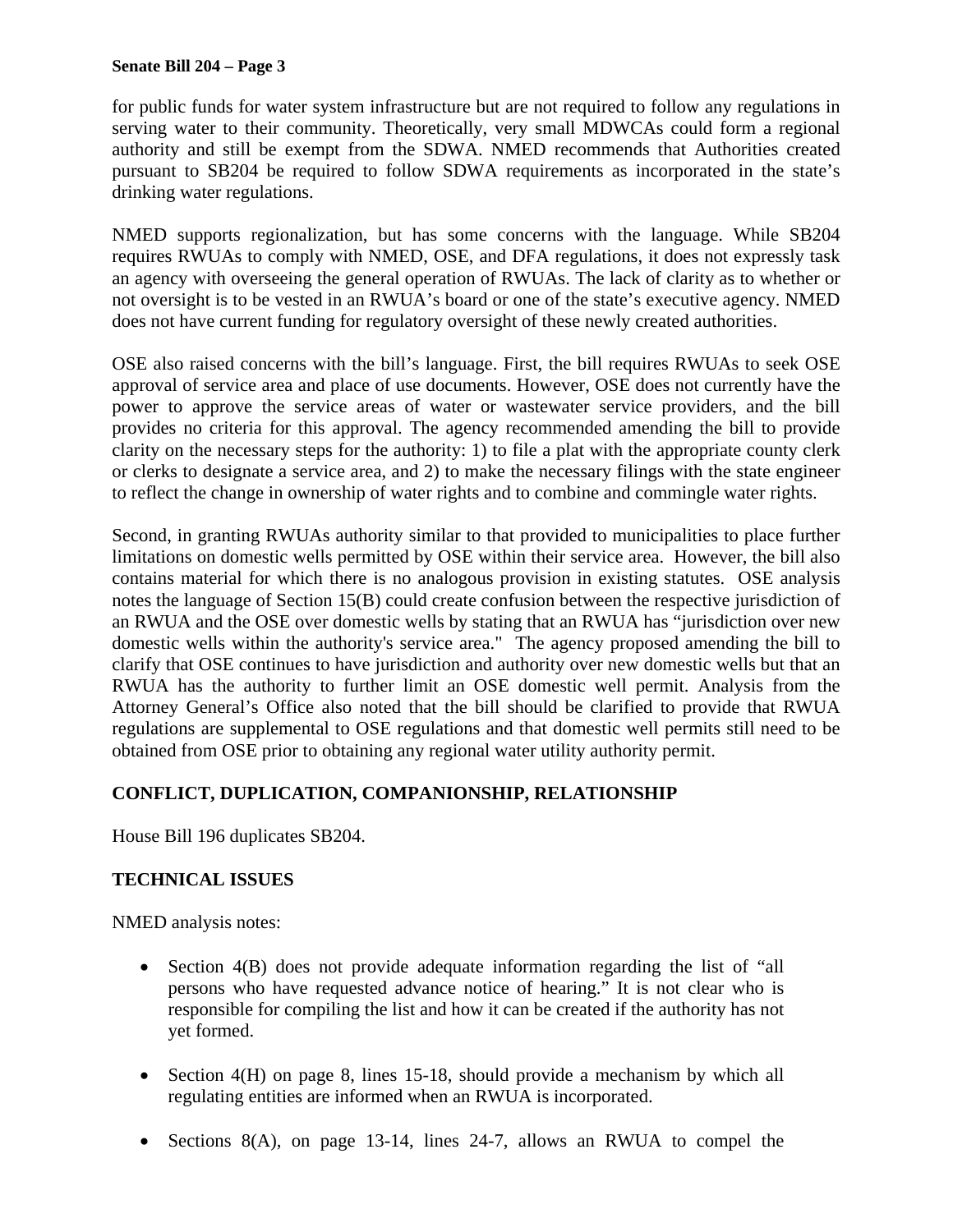for public funds for water system infrastructure but are not required to follow any regulations in serving water to their community. Theoretically, very small MDWCAs could form a regional authority and still be exempt from the SDWA. NMED recommends that Authorities created pursuant to SB204 be required to follow SDWA requirements as incorporated in the state's drinking water regulations.

NMED supports regionalization, but has some concerns with the language. While SB204 requires RWUAs to comply with NMED, OSE, and DFA regulations, it does not expressly task an agency with overseeing the general operation of RWUAs. The lack of clarity as to whether or not oversight is to be vested in an RWUA's board or one of the state's executive agency. NMED does not have current funding for regulatory oversight of these newly created authorities.

OSE also raised concerns with the bill's language. First, the bill requires RWUAs to seek OSE approval of service area and place of use documents. However, OSE does not currently have the power to approve the service areas of water or wastewater service providers, and the bill provides no criteria for this approval. The agency recommended amending the bill to provide clarity on the necessary steps for the authority: 1) to file a plat with the appropriate county clerk or clerks to designate a service area, and 2) to make the necessary filings with the state engineer to reflect the change in ownership of water rights and to combine and commingle water rights.

Second, in granting RWUAs authority similar to that provided to municipalities to place further limitations on domestic wells permitted by OSE within their service area. However, the bill also contains material for which there is no analogous provision in existing statutes. OSE analysis notes the language of Section 15(B) could create confusion between the respective jurisdiction of an RWUA and the OSE over domestic wells by stating that an RWUA has "jurisdiction over new domestic wells within the authority's service area." The agency proposed amending the bill to clarify that OSE continues to have jurisdiction and authority over new domestic wells but that an RWUA has the authority to further limit an OSE domestic well permit. Analysis from the Attorney General's Office also noted that the bill should be clarified to provide that RWUA regulations are supplemental to OSE regulations and that domestic well permits still need to be obtained from OSE prior to obtaining any regional water utility authority permit.

**CONFLICT, DUPLICATION, COMPANIONSHIP, RELATIONSHIP**

House Bill 196 duplicates SB204.

**TECHNICAL ISSUES**

NMED analysis notes:

- Section 4(B) does not provide adequate information regarding the list of "all persons who have requested advance notice of hearing." It is not clear who is responsible for compiling the list and how it can be created if the authority has not yet formed.

- Section 4(H) on page 8, lines 15-18, should provide a mechanism by which all regulating entities are informed when an RWUA is incorporated.

- Sections 8(A), on page 13-14, lines 24-7, allows an RWUA to compel the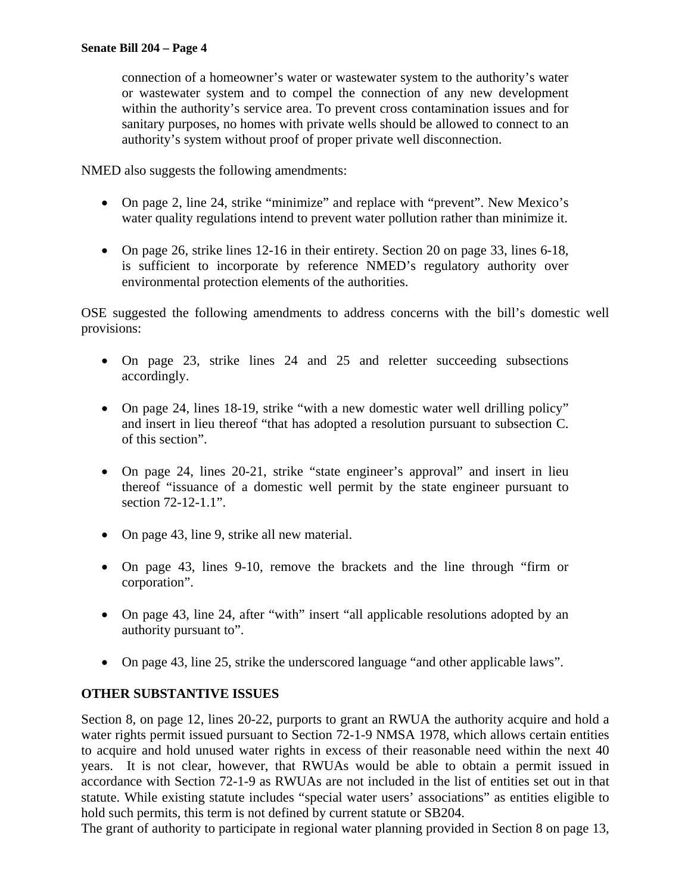connection of a homeowner's water or wastewater system to the authority's water or wastewater system and to compel the connection of any new development within the authority's service area. To prevent cross contamination issues and for sanitary purposes, no homes with private wells should be allowed to connect to an authority's system without proof of proper private well disconnection.

NMED also suggests the following amendments:

- On page 2, line 24, strike "minimize" and replace with "prevent". New Mexico's water quality regulations intend to prevent water pollution rather than minimize it.

- On page 26, strike lines 12-16 in their entirety. Section 20 on page 33, lines 6-18, is sufficient to incorporate by reference NMED's regulatory authority over environmental protection elements of the authorities.

OSE suggested the following amendments to address concerns with the bill's domestic well provisions:

- On page 23, strike lines 24 and 25 and reletter succeeding subsections accordingly.

- On page 24, lines 18-19, strike "with a new domestic water well drilling policy" and insert in lieu thereof "that has adopted a resolution pursuant to subsection C. of this section".

- On page 24, lines 20-21, strike "state engineer's approval" and insert in lieu thereof "issuance of a domestic well permit by the state engineer pursuant to section 72-12-1.1".

- On page 43, line 9, strike all new material.

- On page 43, lines 9-10, remove the brackets and the line through "firm or corporation".

- On page 43, line 24, after "with" insert "all applicable resolutions adopted by an authority pursuant to".

- On page 43, line 25, strike the underscored language "and other applicable laws".

**OTHER SUBSTANTIVE ISSUES**

Section 8, on page 12, lines 20-22, purports to grant an RWUA the authority acquire and hold a water rights permit issued pursuant to Section 72-1-9 NMSA 1978, which allows certain entities to acquire and hold unused water rights in excess of their reasonable need within the next 40 years. It is not clear, however, that RWUAs would be able to obtain a permit issued in accordance with Section 72-1-9 as RWUAs are not included in the list of entities set out in that statute. While existing statute includes "special water users' associations" as entities eligible to hold such permits, this term is not defined by current statute or SB204.

The grant of authority to participate in regional water planning provided in Section 8 on page 13,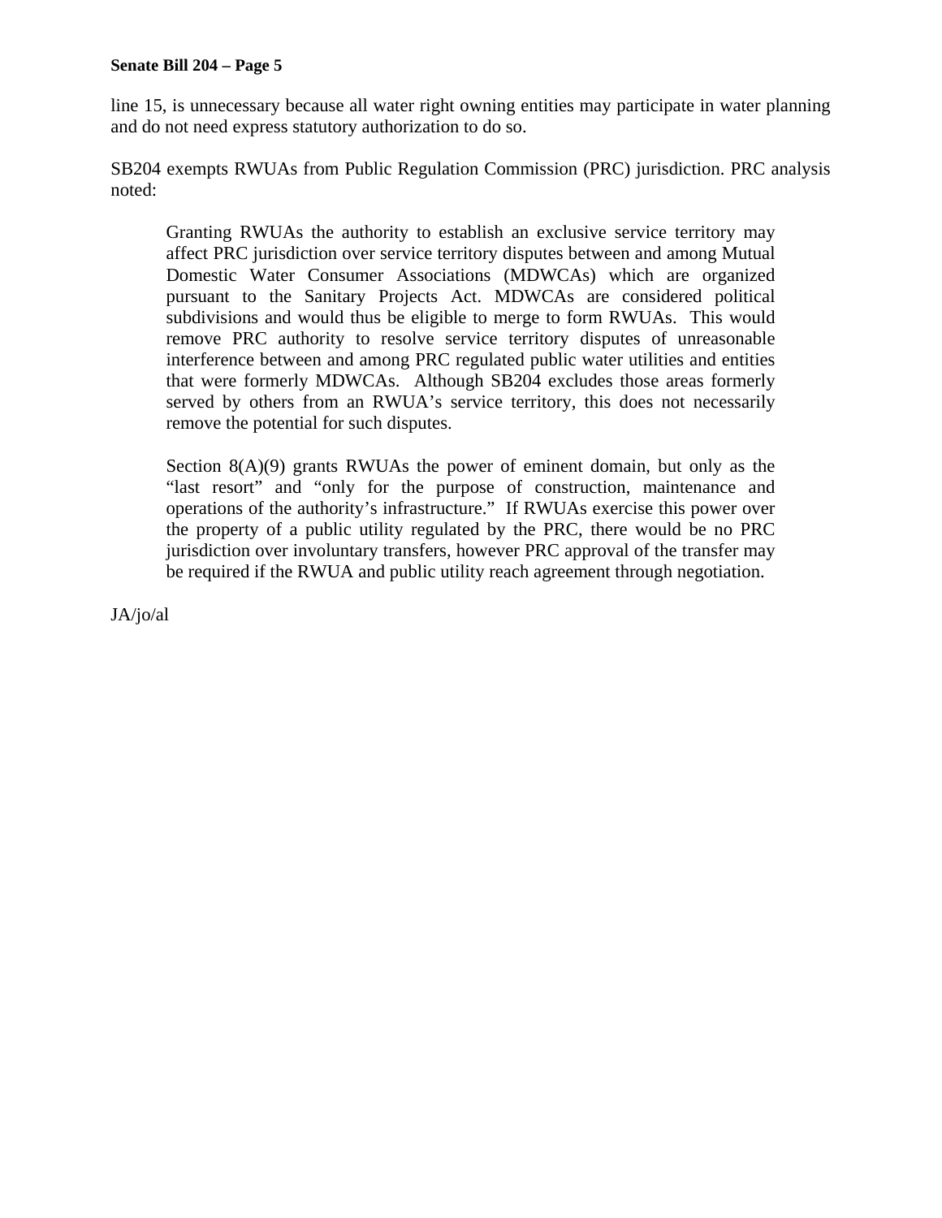line 15, is unnecessary because all water right owning entities may participate in water planning and do not need express statutory authorization to do so.

SB204 exempts RWUAs from Public Regulation Commission (PRC) jurisdiction. PRC analysis noted:

> Granting RWUAs the authority to establish an exclusive service territory may affect PRC jurisdiction over service territory disputes between and among Mutual Domestic Water Consumer Associations (MDWCAs) which are organized pursuant to the Sanitary Projects Act. MDWCAs are considered political subdivisions and would thus be eligible to merge to form RWUAs. This would remove PRC authority to resolve service territory disputes of unreasonable interference between and among PRC regulated public water utilities and entities that were formerly MDWCAs. Although SB204 excludes those areas formerly served by others from an RWUA's service territory, this does not necessarily remove the potential for such disputes.
>
> Section 8(A)(9) grants RWUAs the power of eminent domain, but only as the "last resort" and "only for the purpose of construction, maintenance and operations of the authority's infrastructure." If RWUAs exercise this power over the property of a public utility regulated by the PRC, there would be no PRC jurisdiction over involuntary transfers, however PRC approval of the transfer may be required if the RWUA and public utility reach agreement through negotiation.

JA/jo/al